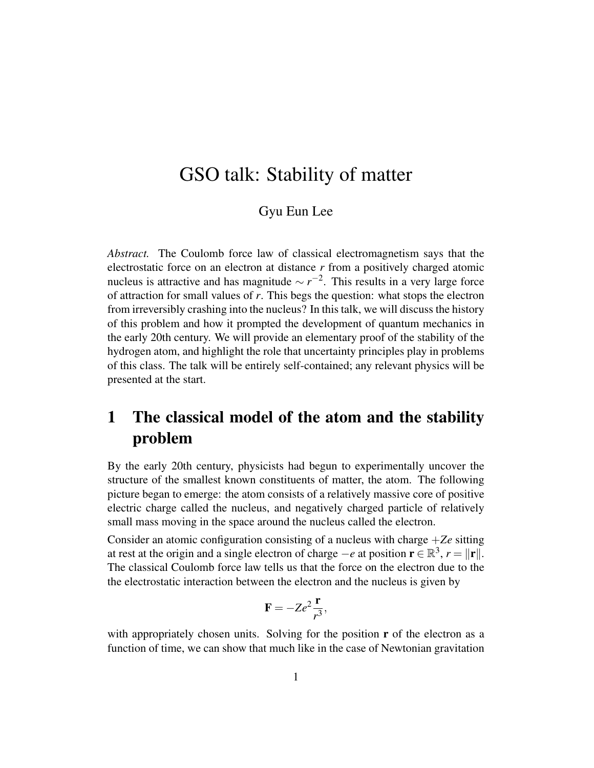# GSO talk: Stability of matter

Gyu Eun Lee

*Abstract.* The Coulomb force law of classical electromagnetism says that the electrostatic force on an electron at distance $r$ from a positively charged atomic nucleus is attractive and has magnitude $\sim r^{-2}$. This results in a very large force of attraction for small values of $r$. This begs the question: what stops the electron from irreversibly crashing into the nucleus? In this talk, we will discuss the history of this problem and how it prompted the development of quantum mechanics in the early 20th century. We will provide an elementary proof of the stability of the hydrogen atom, and highlight the role that uncertainty principles play in problems of this class. The talk will be entirely self-contained; any relevant physics will be presented at the start.

## 1 The classical model of the atom and the stability problem

By the early 20th century, physicists had begun to experimentally uncover the structure of the smallest known constituents of matter, the atom. The following picture began to emerge: the atom consists of a relatively massive core of positive electric charge called the nucleus, and negatively charged particle of relatively small mass moving in the space around the nucleus called the electron.

Consider an atomic configuration consisting of a nucleus with charge $+Ze$ sitting at rest at the origin and a single electron of charge $-e$ at position $\mathbf{r} \in \mathbb{R}^3$, $r = \|\mathbf{r}\|$. The classical Coulomb force law tells us that the force on the electron due to the the electrostatic interaction between the electron and the nucleus is given by

$$\mathbf{F} = -Ze^2 \frac{\mathbf{r}}{r^3},$$

with appropriately chosen units. Solving for the position $\mathbf{r}$ of the electron as a function of time, we can show that much like in the case of Newtonian gravitation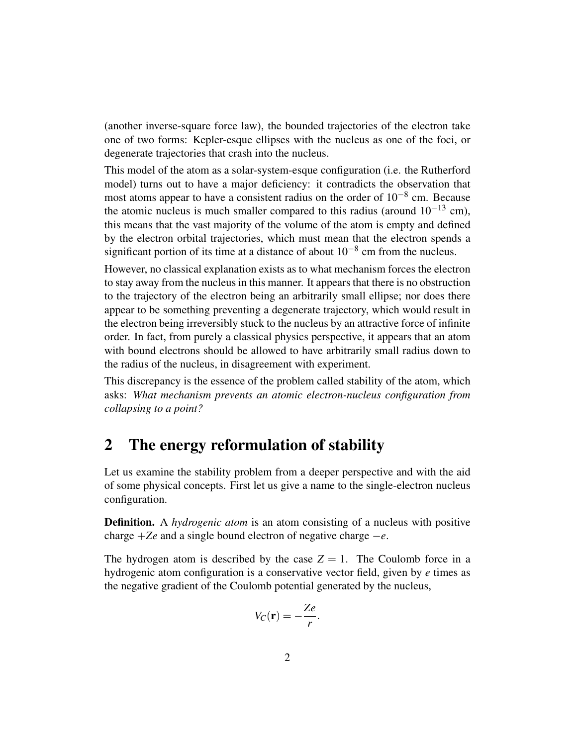(another inverse-square force law), the bounded trajectories of the electron take one of two forms: Kepler-esque ellipses with the nucleus as one of the foci, or degenerate trajectories that crash into the nucleus.

This model of the atom as a solar-system-esque configuration (i.e. the Rutherford model) turns out to have a major deficiency: it contradicts the observation that most atoms appear to have a consistent radius on the order of $10^{-8}$ cm. Because the atomic nucleus is much smaller compared to this radius (around $10^{-13}$ cm), this means that the vast majority of the volume of the atom is empty and defined by the electron orbital trajectories, which must mean that the electron spends a significant portion of its time at a distance of about $10^{-8}$ cm from the nucleus.

However, no classical explanation exists as to what mechanism forces the electron to stay away from the nucleus in this manner. It appears that there is no obstruction to the trajectory of the electron being an arbitrarily small ellipse; nor does there appear to be something preventing a degenerate trajectory, which would result in the electron being irreversibly stuck to the nucleus by an attractive force of infinite order. In fact, from purely a classical physics perspective, it appears that an atom with bound electrons should be allowed to have arbitrarily small radius down to the radius of the nucleus, in disagreement with experiment.

This discrepancy is the essence of the problem called stability of the atom, which asks: *What mechanism prevents an atomic electron-nucleus configuration from collapsing to a point?*

## 2 The energy reformulation of stability

Let us examine the stability problem from a deeper perspective and with the aid of some physical concepts. First let us give a name to the single-electron nucleus configuration.

**Definition.** A *hydrogenic atom* is an atom consisting of a nucleus with positive charge $+Ze$ and a single bound electron of negative charge $-e$.

The hydrogen atom is described by the case $Z = 1$. The Coulomb force in a hydrogenic atom configuration is a conservative vector field, given by $e$ times as the negative gradient of the Coulomb potential generated by the nucleus,

$$V_C(\mathbf{r}) = -\frac{Ze}{r}.$$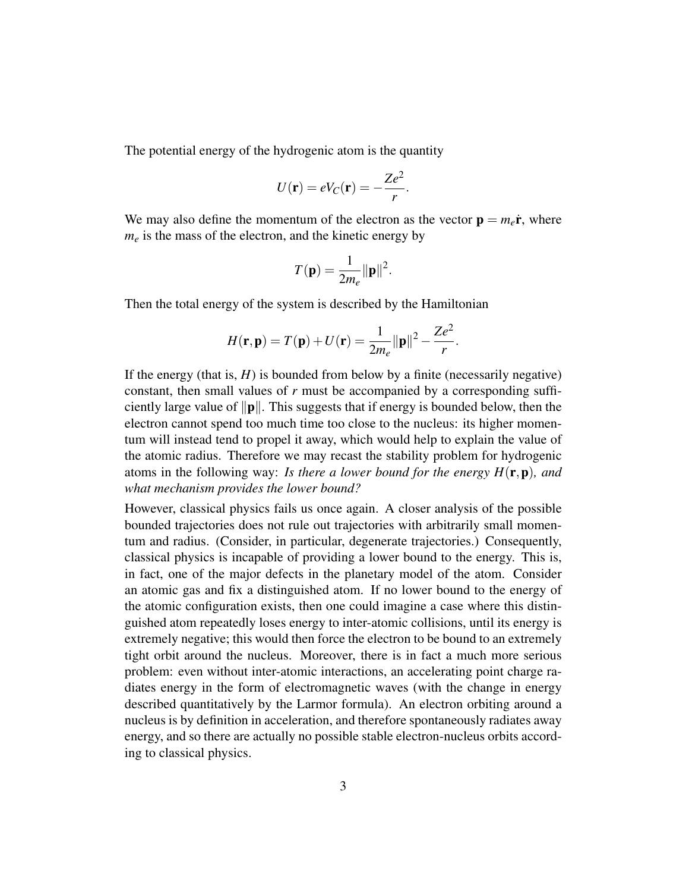The potential energy of the hydrogenic atom is the quantity

$$U(\mathbf{r}) = eV_C(\mathbf{r}) = -\frac{Ze^2}{r}.$$

We may also define the momentum of the electron as the vector $\mathbf{p} = m_e \dot{\mathbf{r}}$, where $m_e$ is the mass of the electron, and the kinetic energy by

$$T(\mathbf{p}) = \frac{1}{2m_e}\|\mathbf{p}\|^2.$$

Then the total energy of the system is described by the Hamiltonian

$$H(\mathbf{r},\mathbf{p}) = T(\mathbf{p}) + U(\mathbf{r}) = \frac{1}{2m_e}\|\mathbf{p}\|^2 - \frac{Ze^2}{r}.$$

If the energy (that is, $H$) is bounded from below by a finite (necessarily negative) constant, then small values of $r$ must be accompanied by a corresponding sufficiently large value of $\|\mathbf{p}\|$. This suggests that if energy is bounded below, then the electron cannot spend too much time too close to the nucleus: its higher momentum will instead tend to propel it away, which would help to explain the value of the atomic radius. Therefore we may recast the stability problem for hydrogenic atoms in the following way: *Is there a lower bound for the energy* $H(\mathbf{r},\mathbf{p})$*, and what mechanism provides the lower bound?*

However, classical physics fails us once again. A closer analysis of the possible bounded trajectories does not rule out trajectories with arbitrarily small momentum and radius. (Consider, in particular, degenerate trajectories.) Consequently, classical physics is incapable of providing a lower bound to the energy. This is, in fact, one of the major defects in the planetary model of the atom. Consider an atomic gas and fix a distinguished atom. If no lower bound to the energy of the atomic configuration exists, then one could imagine a case where this distinguished atom repeatedly loses energy to inter-atomic collisions, until its energy is extremely negative; this would then force the electron to be bound to an extremely tight orbit around the nucleus. Moreover, there is in fact a much more serious problem: even without inter-atomic interactions, an accelerating point charge radiates energy in the form of electromagnetic waves (with the change in energy described quantitatively by the Larmor formula). An electron orbiting around a nucleus is by definition in acceleration, and therefore spontaneously radiates away energy, and so there are actually no possible stable electron-nucleus orbits according to classical physics.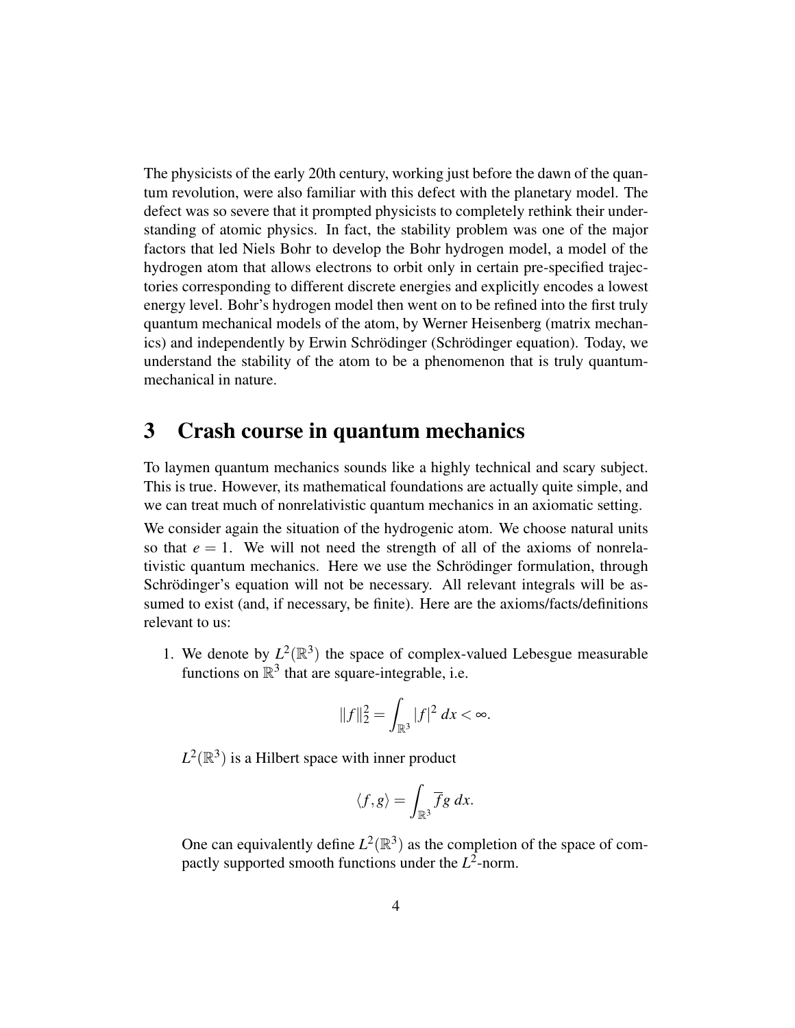The physicists of the early 20th century, working just before the dawn of the quantum revolution, were also familiar with this defect with the planetary model. The defect was so severe that it prompted physicists to completely rethink their understanding of atomic physics. In fact, the stability problem was one of the major factors that led Niels Bohr to develop the Bohr hydrogen model, a model of the hydrogen atom that allows electrons to orbit only in certain pre-specified trajectories corresponding to different discrete energies and explicitly encodes a lowest energy level. Bohr's hydrogen model then went on to be refined into the first truly quantum mechanical models of the atom, by Werner Heisenberg (matrix mechanics) and independently by Erwin Schrödinger (Schrödinger equation). Today, we understand the stability of the atom to be a phenomenon that is truly quantum-mechanical in nature.

## 3 Crash course in quantum mechanics

To laymen quantum mechanics sounds like a highly technical and scary subject. This is true. However, its mathematical foundations are actually quite simple, and we can treat much of nonrelativistic quantum mechanics in an axiomatic setting.

We consider again the situation of the hydrogenic atom. We choose natural units so that $e = 1$. We will not need the strength of all of the axioms of nonrelativistic quantum mechanics. Here we use the Schrödinger formulation, through Schrödinger's equation will not be necessary. All relevant integrals will be assumed to exist (and, if necessary, be finite). Here are the axioms/facts/definitions relevant to us:

1. We denote by $L^2(\mathbb{R}^3)$ the space of complex-valued Lebesgue measurable functions on $\mathbb{R}^3$ that are square-integrable, i.e.

$$\|f\|_2^2 = \int_{\mathbb{R}^3} |f|^2 \, dx < \infty.$$

$L^2(\mathbb{R}^3)$ is a Hilbert space with inner product

$$\langle f, g \rangle = \int_{\mathbb{R}^3} \overline{f} g \, dx.$$

One can equivalently define $L^2(\mathbb{R}^3)$ as the completion of the space of compactly supported smooth functions under the $L^2$-norm.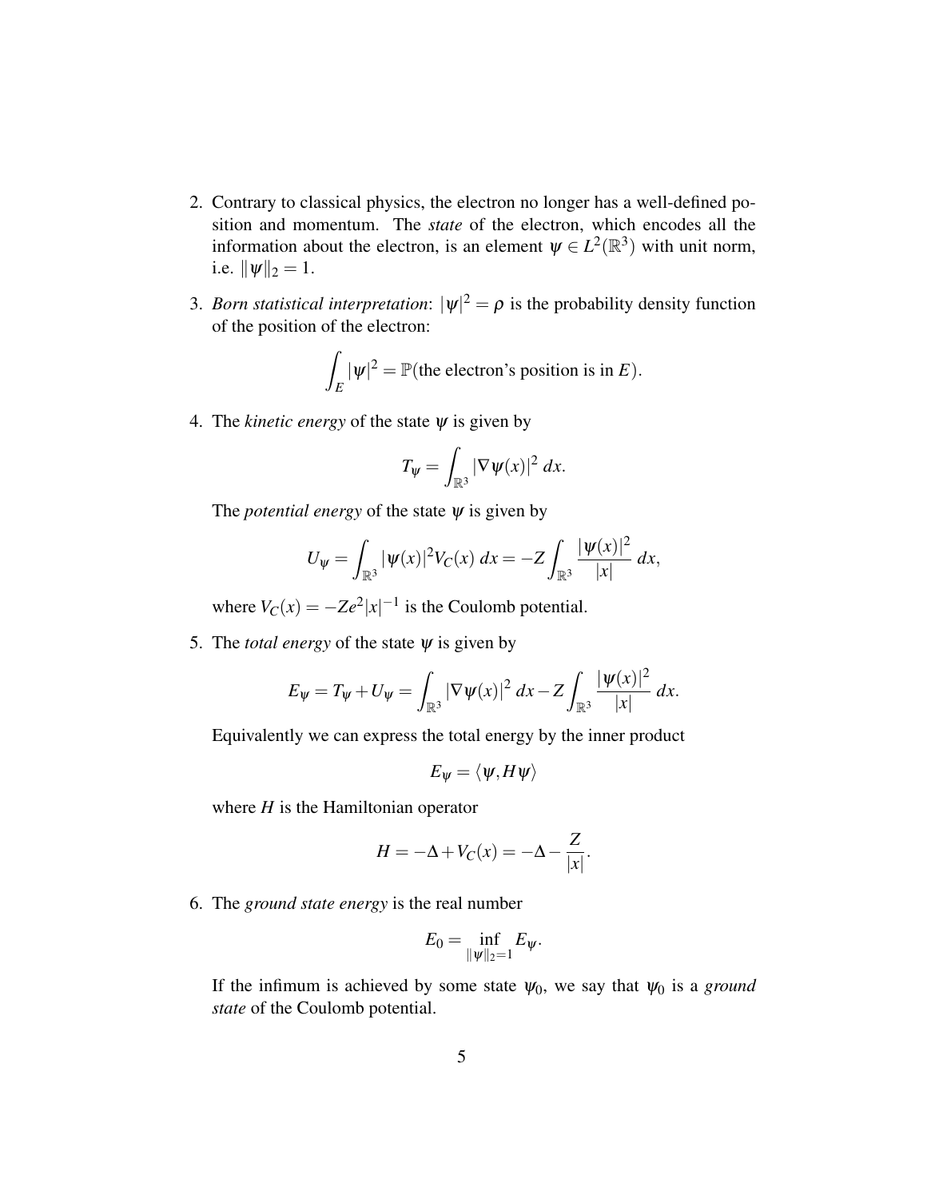2. Contrary to classical physics, the electron no longer has a well-defined position and momentum. The *state* of the electron, which encodes all the information about the electron, is an element $\psi \in L^2(\mathbb{R}^3)$ with unit norm, i.e. $\|\psi\|_2 = 1$.

3. *Born statistical interpretation*: $|\psi|^2 = \rho$ is the probability density function of the position of the electron:

$$\int_E |\psi|^2 = \mathbb{P}(\text{the electron's position is in } E).$$

4. The *kinetic energy* of the state $\psi$ is given by

$$T_\psi = \int_{\mathbb{R}^3} |\nabla \psi(x)|^2 \, dx.$$

   The *potential energy* of the state $\psi$ is given by

$$U_\psi = \int_{\mathbb{R}^3} |\psi(x)|^2 V_C(x) \, dx = -Z \int_{\mathbb{R}^3} \frac{|\psi(x)|^2}{|x|} \, dx,$$

   where $V_C(x) = -Ze^2|x|^{-1}$ is the Coulomb potential.

5. The *total energy* of the state $\psi$ is given by

$$E_\psi = T_\psi + U_\psi = \int_{\mathbb{R}^3} |\nabla \psi(x)|^2 \, dx - Z \int_{\mathbb{R}^3} \frac{|\psi(x)|^2}{|x|} \, dx.$$

   Equivalently we can express the total energy by the inner product

$$E_\psi = \langle \psi, H\psi \rangle$$

   where $H$ is the Hamiltonian operator

$$H = -\Delta + V_C(x) = -\Delta - \frac{Z}{|x|}.$$

6. The *ground state energy* is the real number

$$E_0 = \inf_{\|\psi\|_2 = 1} E_\psi.$$

   If the infimum is achieved by some state $\psi_0$, we say that $\psi_0$ is a *ground state* of the Coulomb potential.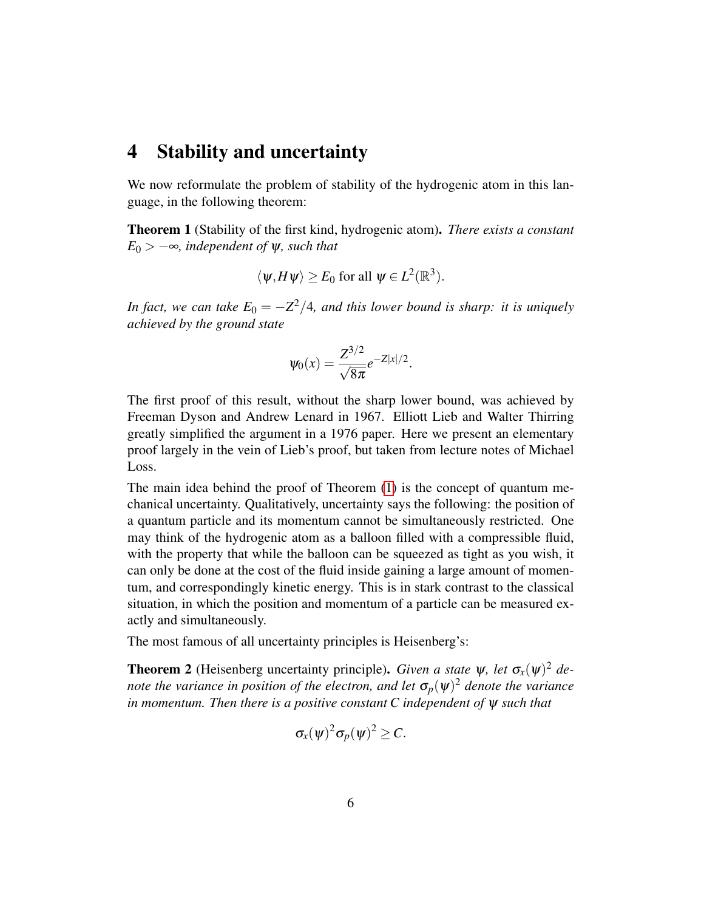## 4 Stability and uncertainty

We now reformulate the problem of stability of the hydrogenic atom in this language, in the following theorem:

**Theorem 1** (Stability of the first kind, hydrogenic atom). *There exists a constant $E_0 > -\infty$, independent of $\psi$, such that*

$$\langle \psi, H\psi \rangle \geq E_0 \text{ for all } \psi \in L^2(\mathbb{R}^3).$$

*In fact, we can take $E_0 = -Z^2/4$, and this lower bound is sharp: it is uniquely achieved by the ground state*

$$\psi_0(x) = \frac{Z^{3/2}}{\sqrt{8\pi}} e^{-Z|x|/2}.$$

The first proof of this result, without the sharp lower bound, was achieved by Freeman Dyson and Andrew Lenard in 1967. Elliott Lieb and Walter Thirring greatly simplified the argument in a 1976 paper. Here we present an elementary proof largely in the vein of Lieb's proof, but taken from lecture notes of Michael Loss.

The main idea behind the proof of Theorem (1) is the concept of quantum mechanical uncertainty. Qualitatively, uncertainty says the following: the position of a quantum particle and its momentum cannot be simultaneously restricted. One may think of the hydrogenic atom as a balloon filled with a compressible fluid, with the property that while the balloon can be squeezed as tight as you wish, it can only be done at the cost of the fluid inside gaining a large amount of momentum, and correspondingly kinetic energy. This is in stark contrast to the classical situation, in which the position and momentum of a particle can be measured exactly and simultaneously.

The most famous of all uncertainty principles is Heisenberg's:

**Theorem 2** (Heisenberg uncertainty principle). *Given a state $\psi$, let $\sigma_x(\psi)^2$ denote the variance in position of the electron, and let $\sigma_p(\psi)^2$ denote the variance in momentum. Then there is a positive constant $C$ independent of $\psi$ such that*

$$\sigma_x(\psi)^2 \sigma_p(\psi)^2 \geq C.$$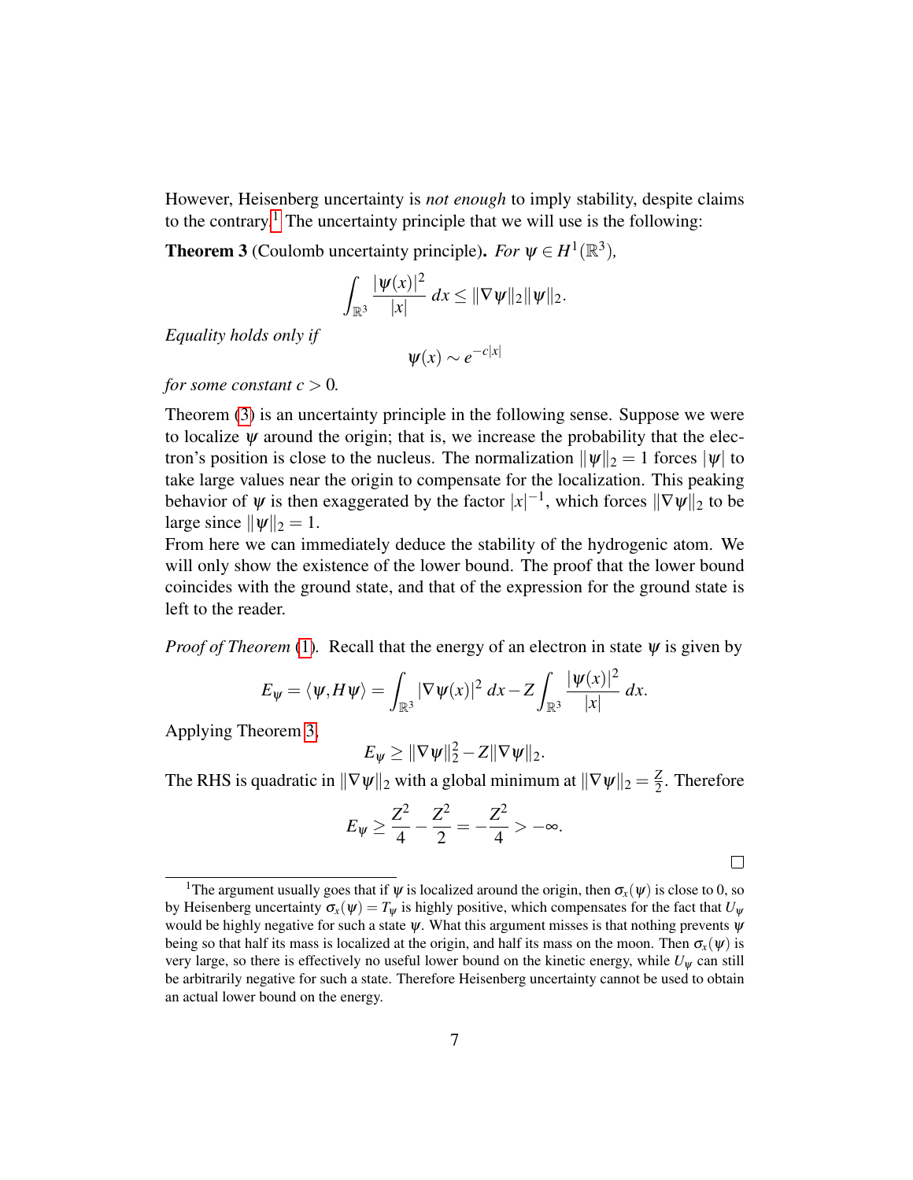However, Heisenberg uncertainty is *not enough* to imply stability, despite claims to the contrary.[1] The uncertainty principle that we will use is the following:

**Theorem 3** (Coulomb uncertainty principle). *For $\psi \in H^1(\mathbb{R}^3)$,*

$$\int_{\mathbb{R}^3} \frac{|\psi(x)|^2}{|x|}\, dx \leq \|\nabla\psi\|_2 \|\psi\|_2.$$

*Equality holds only if*

$$\psi(x) \sim e^{-c|x|}$$

*for some constant $c > 0$.*

Theorem (3) is an uncertainty principle in the following sense. Suppose we were to localize $\psi$ around the origin; that is, we increase the probability that the electron's position is close to the nucleus. The normalization $\|\psi\|_2 = 1$ forces $|\psi|$ to take large values near the origin to compensate for the localization. This peaking behavior of $\psi$ is then exaggerated by the factor $|x|^{-1}$, which forces $\|\nabla\psi\|_2$ to be large since $\|\psi\|_2 = 1$.

From here we can immediately deduce the stability of the hydrogenic atom. We will only show the existence of the lower bound. The proof that the lower bound coincides with the ground state, and that of the expression for the ground state is left to the reader.

*Proof of Theorem* (1). Recall that the energy of an electron in state $\psi$ is given by

$$E_\psi = \langle \psi, H\psi \rangle = \int_{\mathbb{R}^3} |\nabla\psi(x)|^2\, dx - Z \int_{\mathbb{R}^3} \frac{|\psi(x)|^2}{|x|}\, dx.$$

Applying Theorem 3,

$$E_\psi \geq \|\nabla\psi\|_2^2 - Z\|\nabla\psi\|_2.$$

The RHS is quadratic in $\|\nabla\psi\|_2$ with a global minimum at $\|\nabla\psi\|_2 = \frac{Z}{2}$. Therefore

$$E_\psi \geq \frac{Z^2}{4} - \frac{Z^2}{2} = -\frac{Z^2}{4} > -\infty.$$

□

[1] The argument usually goes that if $\psi$ is localized around the origin, then $\sigma_x(\psi)$ is close to 0, so by Heisenberg uncertainty $\sigma_x(\psi) = T_\psi$ is highly positive, which compensates for the fact that $U_\psi$ would be highly negative for such a state $\psi$. What this argument misses is that nothing prevents $\psi$ being so that half its mass is localized at the origin, and half its mass on the moon. Then $\sigma_x(\psi)$ is very large, so there is effectively no useful lower bound on the kinetic energy, while $U_\psi$ can still be arbitrarily negative for such a state. Therefore Heisenberg uncertainty cannot be used to obtain an actual lower bound on the energy.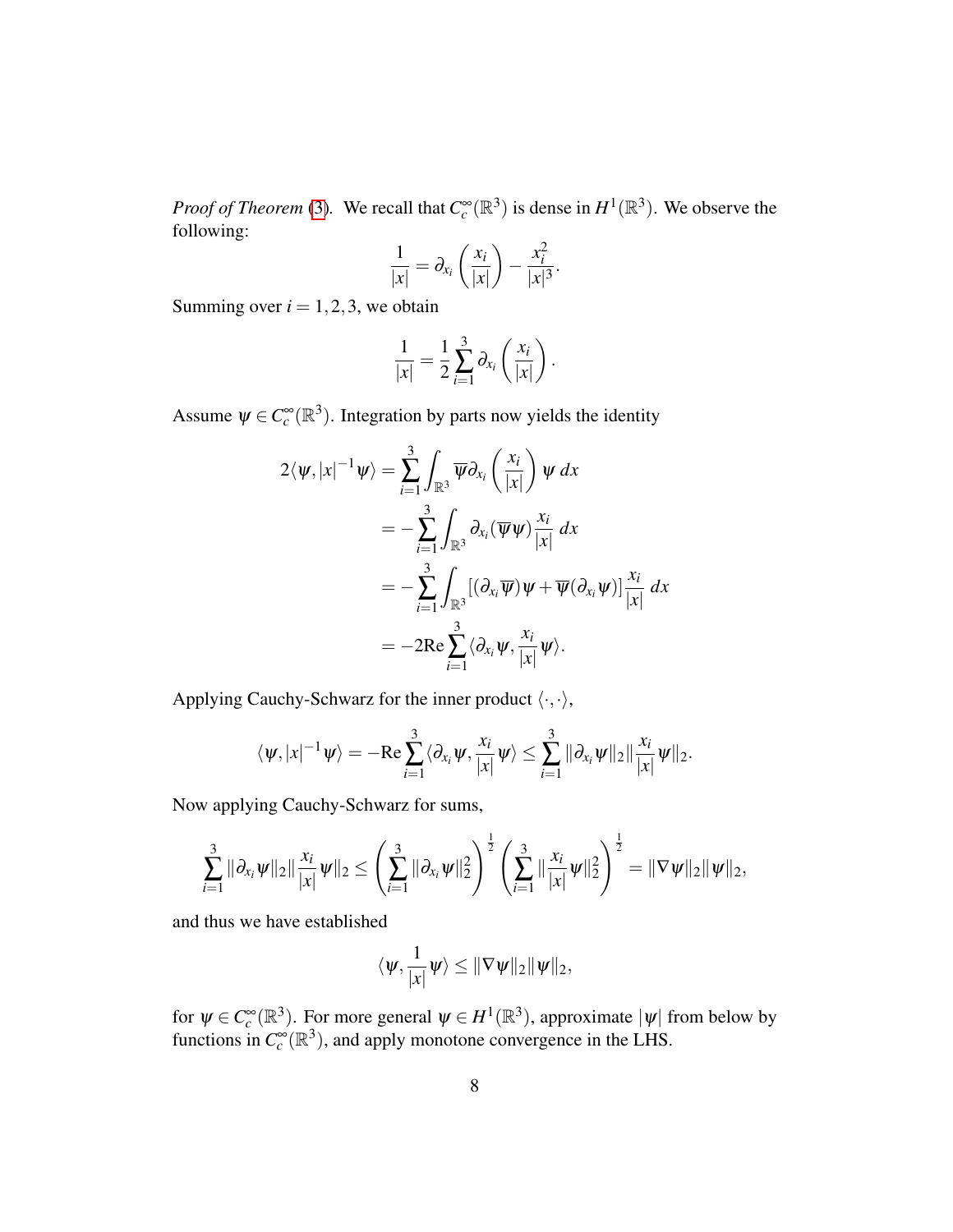*Proof of Theorem* (3). We recall that $C_c^\infty(\mathbb{R}^3)$ is dense in $H^1(\mathbb{R}^3)$. We observe the following:

$$\frac{1}{|x|} = \partial_{x_i}\left(\frac{x_i}{|x|}\right) - \frac{x_i^2}{|x|^3}.$$

Summing over $i = 1, 2, 3$, we obtain

$$\frac{1}{|x|} = \frac{1}{2}\sum_{i=1}^{3} \partial_{x_i}\left(\frac{x_i}{|x|}\right).$$

Assume $\psi \in C_c^\infty(\mathbb{R}^3)$. Integration by parts now yields the identity

$$\begin{aligned}
2\langle \psi, |x|^{-1}\psi\rangle &= \sum_{i=1}^{3}\int_{\mathbb{R}^3} \overline{\psi}\partial_{x_i}\left(\frac{x_i}{|x|}\right)\psi \, dx \\
&= -\sum_{i=1}^{3}\int_{\mathbb{R}^3} \partial_{x_i}(\overline{\psi}\psi)\frac{x_i}{|x|}\, dx \\
&= -\sum_{i=1}^{3}\int_{\mathbb{R}^3} [(\partial_{x_i}\overline{\psi})\psi + \overline{\psi}(\partial_{x_i}\psi)]\frac{x_i}{|x|}\, dx \\
&= -2\mathrm{Re}\sum_{i=1}^{3}\langle \partial_{x_i}\psi, \frac{x_i}{|x|}\psi\rangle.
\end{aligned}$$

Applying Cauchy-Schwarz for the inner product $\langle \cdot, \cdot \rangle$,

$$\langle \psi, |x|^{-1}\psi\rangle = -\mathrm{Re}\sum_{i=1}^{3}\langle \partial_{x_i}\psi, \frac{x_i}{|x|}\psi\rangle \leq \sum_{i=1}^{3}\|\partial_{x_i}\psi\|_2\|\frac{x_i}{|x|}\psi\|_2.$$

Now applying Cauchy-Schwarz for sums,

$$\sum_{i=1}^{3}\|\partial_{x_i}\psi\|_2\|\frac{x_i}{|x|}\psi\|_2 \leq \left(\sum_{i=1}^{3}\|\partial_{x_i}\psi\|_2^2\right)^{\frac{1}{2}}\left(\sum_{i=1}^{3}\|\frac{x_i}{|x|}\psi\|_2^2\right)^{\frac{1}{2}} = \|\nabla\psi\|_2\|\psi\|_2,$$

and thus we have established

$$\langle \psi, \frac{1}{|x|}\psi\rangle \leq \|\nabla\psi\|_2\|\psi\|_2,$$

for $\psi \in C_c^\infty(\mathbb{R}^3)$. For more general $\psi \in H^1(\mathbb{R}^3)$, approximate $|\psi|$ from below by functions in $C_c^\infty(\mathbb{R}^3)$, and apply monotone convergence in the LHS.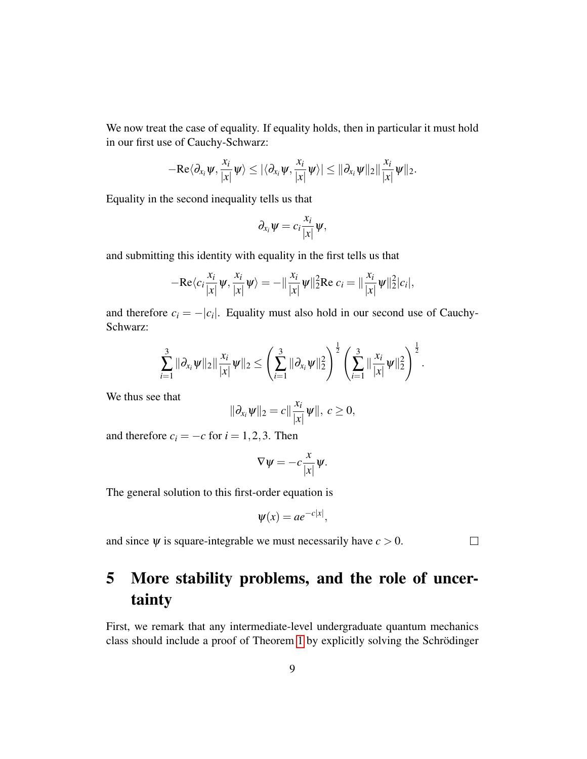We now treat the case of equality. If equality holds, then in particular it must hold in our first use of Cauchy-Schwarz:

$$-\mathrm{Re}\langle \partial_{x_i}\psi, \frac{x_i}{|x|}\psi\rangle \leq |\langle \partial_{x_i}\psi, \frac{x_i}{|x|}\psi\rangle| \leq \|\partial_{x_i}\psi\|_2 \|\frac{x_i}{|x|}\psi\|_2.$$

Equality in the second inequality tells us that

$$\partial_{x_i}\psi = c_i \frac{x_i}{|x|}\psi,$$

and submitting this identity with equality in the first tells us that

$$-\mathrm{Re}\langle c_i \frac{x_i}{|x|}\psi, \frac{x_i}{|x|}\psi\rangle = -\|\frac{x_i}{|x|}\psi\|_2^2 \mathrm{Re}\; c_i = \|\frac{x_i}{|x|}\psi\|_2^2 |c_i|,$$

and therefore $c_i = -|c_i|$. Equality must also hold in our second use of Cauchy-Schwarz:

$$\sum_{i=1}^{3} \|\partial_{x_i}\psi\|_2 \|\frac{x_i}{|x|}\psi\|_2 \leq \left(\sum_{i=1}^{3} \|\partial_{x_i}\psi\|_2^2\right)^{\frac{1}{2}} \left(\sum_{i=1}^{3} \|\frac{x_i}{|x|}\psi\|_2^2\right)^{\frac{1}{2}}.$$

We thus see that

$$\|\partial_{x_i}\psi\|_2 = c\|\frac{x_i}{|x|}\psi\|,\; c \geq 0,$$

and therefore $c_i = -c$ for $i = 1,2,3$. Then

$$\nabla\psi = -c\frac{x}{|x|}\psi.$$

The general solution to this first-order equation is

$$\psi(x) = ae^{-c|x|},$$

and since $\psi$ is square-integrable we must necessarily have $c > 0$. □

# 5 More stability problems, and the role of uncertainty

First, we remark that any intermediate-level undergraduate quantum mechanics class should include a proof of Theorem 1 by explicitly solving the Schrödinger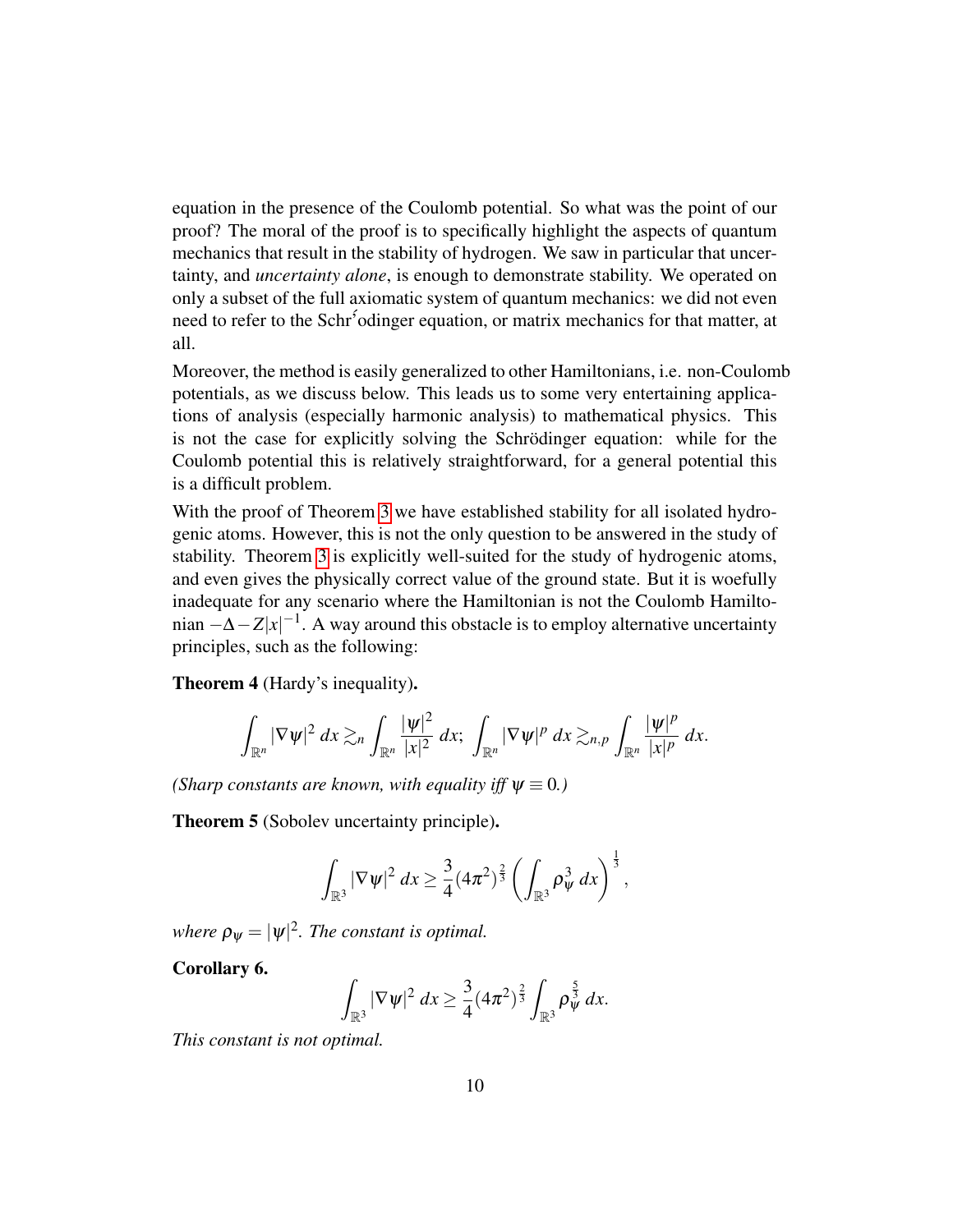equation in the presence of the Coulomb potential. So what was the point of our proof? The moral of the proof is to specifically highlight the aspects of quantum mechanics that result in the stability of hydrogen. We saw in particular that uncertainty, and *uncertainty alone*, is enough to demonstrate stability. We operated on only a subset of the full axiomatic system of quantum mechanics: we did not even need to refer to the Schŕodinger equation, or matrix mechanics for that matter, at all.

Moreover, the method is easily generalized to other Hamiltonians, i.e. non-Coulomb potentials, as we discuss below. This leads us to some very entertaining applications of analysis (especially harmonic analysis) to mathematical physics. This is not the case for explicitly solving the Schrödinger equation: while for the Coulomb potential this is relatively straightforward, for a general potential this is a difficult problem.

With the proof of Theorem 3 we have established stability for all isolated hydrogenic atoms. However, this is not the only question to be answered in the study of stability. Theorem 3 is explicitly well-suited for the study of hydrogenic atoms, and even gives the physically correct value of the ground state. But it is woefully inadequate for any scenario where the Hamiltonian is not the Coulomb Hamiltonian $-\Delta - Z|x|^{-1}$. A way around this obstacle is to employ alternative uncertainty principles, such as the following:

**Theorem 4** (Hardy's inequality)**.**

$$\int_{\mathbb{R}^n} |\nabla \psi|^2 \, dx \gtrsim_n \int_{\mathbb{R}^n} \frac{|\psi|^2}{|x|^2} \, dx; \; \int_{\mathbb{R}^n} |\nabla \psi|^p \, dx \gtrsim_{n,p} \int_{\mathbb{R}^n} \frac{|\psi|^p}{|x|^p} \, dx.$$

*(Sharp constants are known, with equality iff $\psi \equiv 0$.)*

**Theorem 5** (Sobolev uncertainty principle)**.**

$$\int_{\mathbb{R}^3} |\nabla \psi|^2 \, dx \geq \frac{3}{4}(4\pi^2)^{\frac{2}{3}} \left( \int_{\mathbb{R}^3} \rho_\psi^3 \, dx \right)^{\frac{1}{3}},$$

*where $\rho_\psi = |\psi|^2$. The constant is optimal.*

**Corollary 6.**

$$\int_{\mathbb{R}^3} |\nabla \psi|^2 \, dx \geq \frac{3}{4}(4\pi^2)^{\frac{2}{3}} \int_{\mathbb{R}^3} \rho_\psi^{\frac{5}{3}} \, dx.$$

*This constant is not optimal.*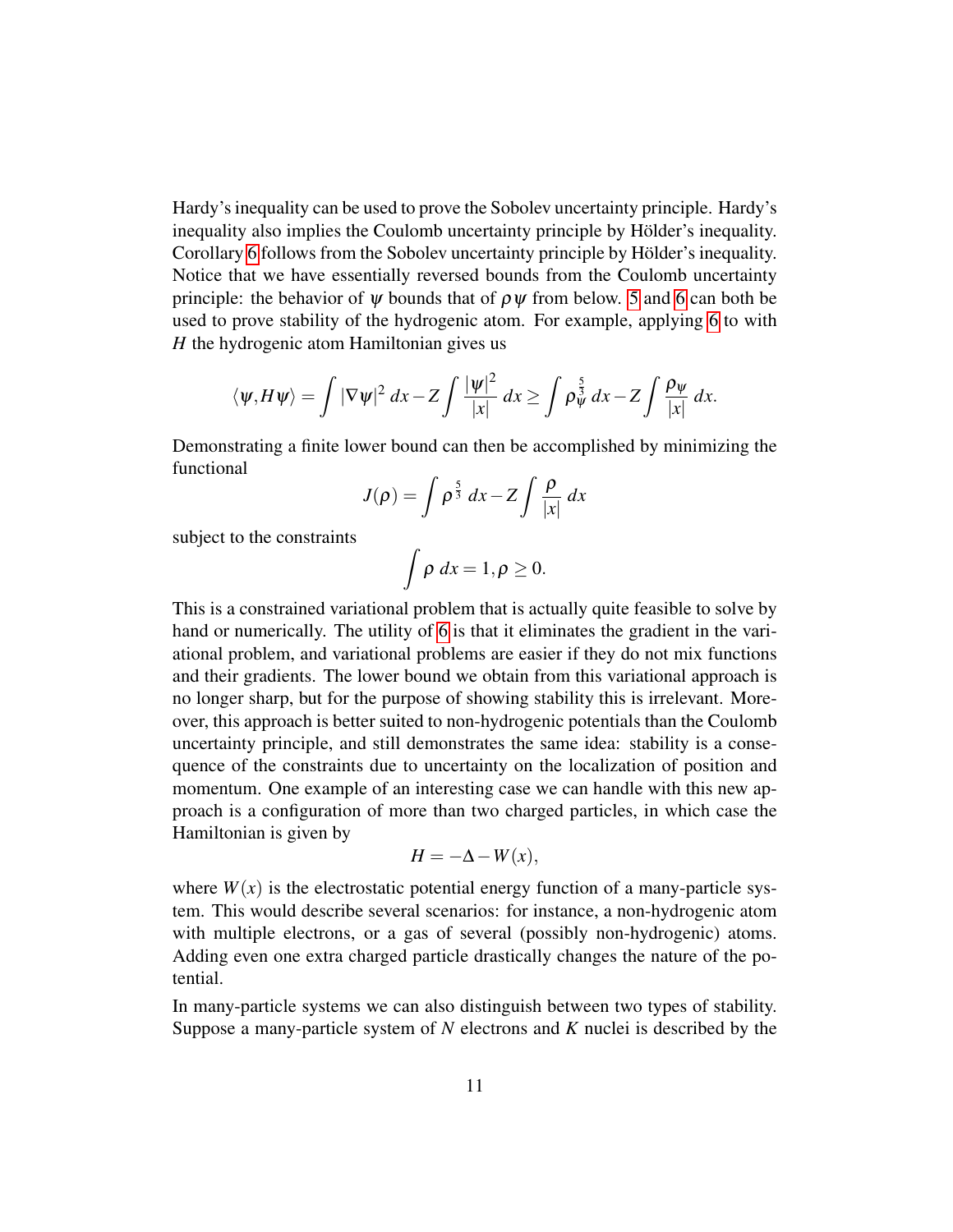Hardy's inequality can be used to prove the Sobolev uncertainty principle. Hardy's inequality also implies the Coulomb uncertainty principle by Hölder's inequality. Corollary 6 follows from the Sobolev uncertainty principle by Hölder's inequality. Notice that we have essentially reversed bounds from the Coulomb uncertainty principle: the behavior of $\psi$ bounds that of $\rho\psi$ from below. 5 and 6 can both be used to prove stability of the hydrogenic atom. For example, applying 6 to with $H$ the hydrogenic atom Hamiltonian gives us

$$\langle\psi, H\psi\rangle = \int |\nabla\psi|^2\,dx - Z\int \frac{|\psi|^2}{|x|}\,dx \geq \int \rho_\psi^{\frac{5}{3}}\,dx - Z\int \frac{\rho_\psi}{|x|}\,dx.$$

Demonstrating a finite lower bound can then be accomplished by minimizing the functional

$$J(\rho) = \int \rho^{\frac{5}{3}}\,dx - Z\int \frac{\rho}{|x|}\,dx$$

subject to the constraints

$$\int \rho\,dx = 1, \rho \geq 0.$$

This is a constrained variational problem that is actually quite feasible to solve by hand or numerically. The utility of 6 is that it eliminates the gradient in the variational problem, and variational problems are easier if they do not mix functions and their gradients. The lower bound we obtain from this variational approach is no longer sharp, but for the purpose of showing stability this is irrelevant. Moreover, this approach is better suited to non-hydrogenic potentials than the Coulomb uncertainty principle, and still demonstrates the same idea: stability is a consequence of the constraints due to uncertainty on the localization of position and momentum. One example of an interesting case we can handle with this new approach is a configuration of more than two charged particles, in which case the Hamiltonian is given by

$$H = -\Delta - W(x),$$

where $W(x)$ is the electrostatic potential energy function of a many-particle system. This would describe several scenarios: for instance, a non-hydrogenic atom with multiple electrons, or a gas of several (possibly non-hydrogenic) atoms. Adding even one extra charged particle drastically changes the nature of the potential.

In many-particle systems we can also distinguish between two types of stability. Suppose a many-particle system of $N$ electrons and $K$ nuclei is described by the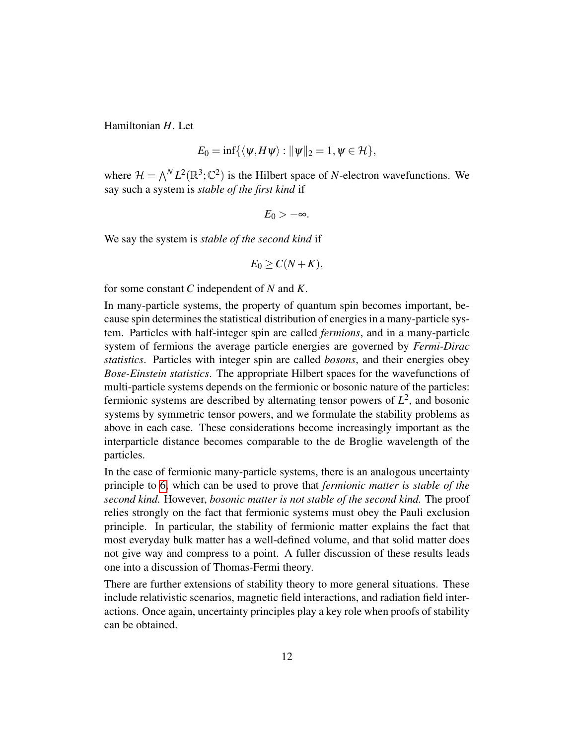Hamiltonian $H$. Let

$$E_0 = \inf\{\langle \psi, H\psi \rangle : \|\psi\|_2 = 1, \psi \in \mathcal{H}\},$$

where $\mathcal{H} = \bigwedge^N L^2(\mathbb{R}^3; \mathbb{C}^2)$ is the Hilbert space of $N$-electron wavefunctions. We say such a system is *stable of the first kind* if

$$E_0 > -\infty.$$

We say the system is *stable of the second kind* if

$$E_0 \geq C(N+K),$$

for some constant $C$ independent of $N$ and $K$.

In many-particle systems, the property of quantum spin becomes important, because spin determines the statistical distribution of energies in a many-particle system. Particles with half-integer spin are called *fermions*, and in a many-particle system of fermions the average particle energies are governed by *Fermi-Dirac statistics*. Particles with integer spin are called *bosons*, and their energies obey *Bose-Einstein statistics*. The appropriate Hilbert spaces for the wavefunctions of multi-particle systems depends on the fermionic or bosonic nature of the particles: fermionic systems are described by alternating tensor powers of $L^2$, and bosonic systems by symmetric tensor powers, and we formulate the stability problems as above in each case. These considerations become increasingly important as the interparticle distance becomes comparable to the de Broglie wavelength of the particles.

In the case of fermionic many-particle systems, there is an analogous uncertainty principle to 6, which can be used to prove that *fermionic matter is stable of the second kind.* However, *bosonic matter is not stable of the second kind.* The proof relies strongly on the fact that fermionic systems must obey the Pauli exclusion principle. In particular, the stability of fermionic matter explains the fact that most everyday bulk matter has a well-defined volume, and that solid matter does not give way and compress to a point. A fuller discussion of these results leads one into a discussion of Thomas-Fermi theory.

There are further extensions of stability theory to more general situations. These include relativistic scenarios, magnetic field interactions, and radiation field interactions. Once again, uncertainty principles play a key role when proofs of stability can be obtained.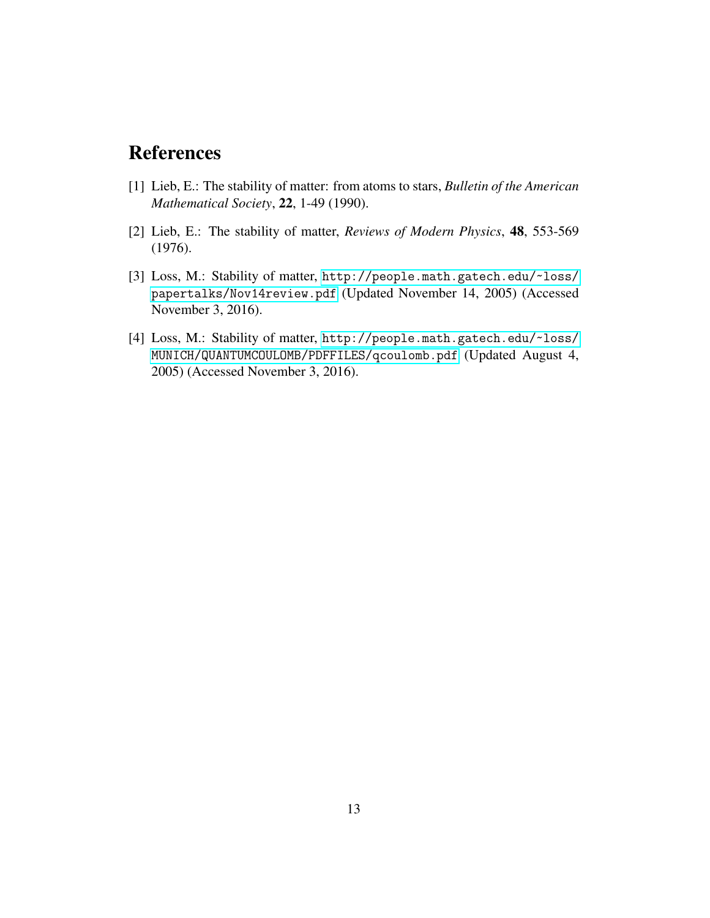# References

[1] Lieb, E.: The stability of matter: from atoms to stars, *Bulletin of the American Mathematical Society*, **22**, 1-49 (1990).

[2] Lieb, E.: The stability of matter, *Reviews of Modern Physics*, **48**, 553-569 (1976).

[3] Loss, M.: Stability of matter, http://people.math.gatech.edu/~loss/papertalks/Nov14review.pdf (Updated November 14, 2005) (Accessed November 3, 2016).

[4] Loss, M.: Stability of matter, http://people.math.gatech.edu/~loss/MUNICH/QUANTUMCOULOMB/PDFFILES/qcoulomb.pdf (Updated August 4, 2005) (Accessed November 3, 2016).